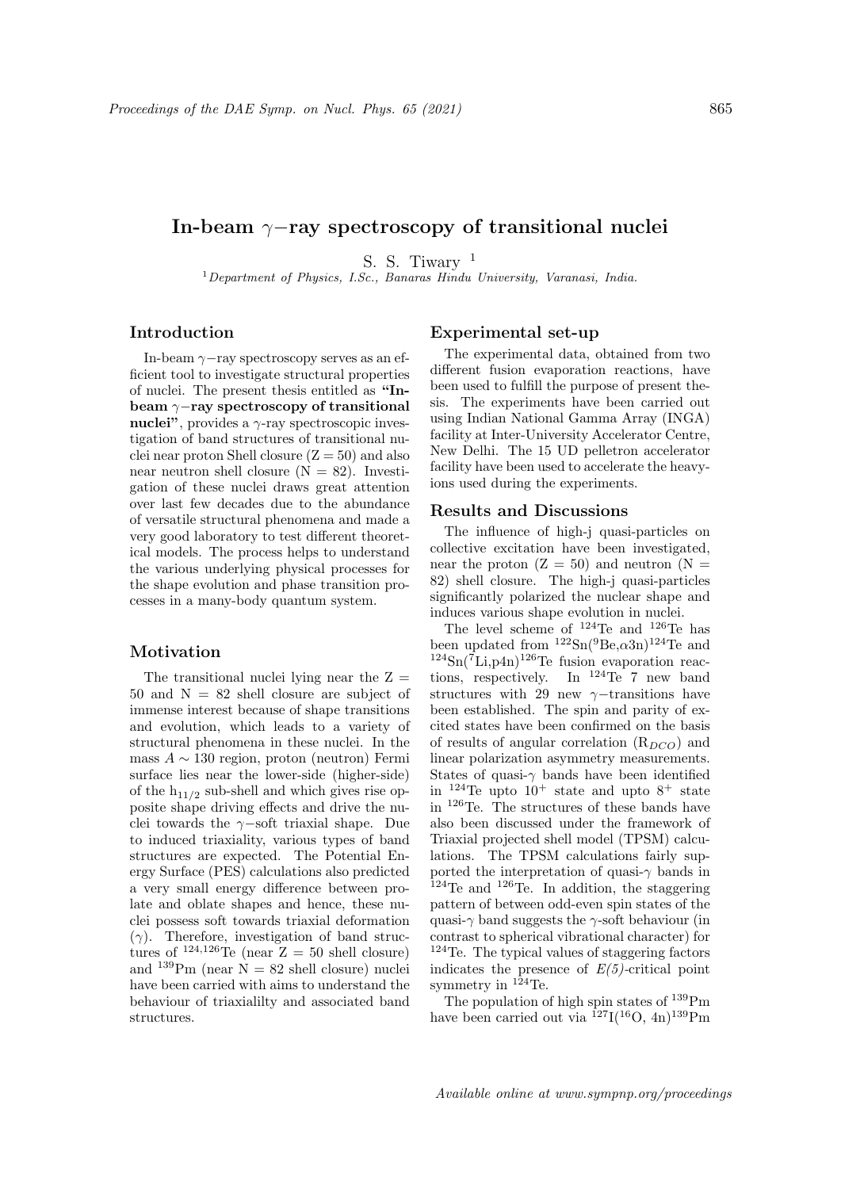# In-beam $\gamma-$ray spectroscopy of transitional nuclei

S. S. Tiwary [1]

[1] Department of Physics, I.Sc., Banaras Hindu University, Varanasi, India.

## Introduction

In-beam $\gamma-$ray spectroscopy serves as an efficient tool to investigate structural properties of nuclei. The present thesis entitled as **"In-beam $\gamma-$ray spectroscopy of transitional nuclei"**, provides a $\gamma$-ray spectroscopic investigation of band structures of transitional nuclei near proton Shell closure (Z = 50) and also near neutron shell closure (N = 82). Investigation of these nuclei draws great attention over last few decades due to the abundance of versatile structural phenomena and made a very good laboratory to test different theoretical models. The process helps to understand the various underlying physical processes for the shape evolution and phase transition processes in a many-body quantum system.

## Motivation

The transitional nuclei lying near the Z = 50 and N = 82 shell closure are subject of immense interest because of shape transitions and evolution, which leads to a variety of structural phenomena in these nuclei. In the mass $A \sim 130$ region, proton (neutron) Fermi surface lies near the lower-side (higher-side) of the $h_{11/2}$ sub-shell and which gives rise opposite shape driving effects and drive the nuclei towards the $\gamma-$soft triaxial shape. Due to induced triaxiality, various types of band structures are expected. The Potential Energy Surface (PES) calculations also predicted a very small energy difference between prolate and oblate shapes and hence, these nuclei possess soft towards triaxial deformation ($\gamma$). Therefore, investigation of band structures of $^{124,126}$Te (near Z = 50 shell closure) and $^{139}$Pm (near N = 82 shell closure) nuclei have been carried with aims to understand the behaviour of triaxialilty and associated band structures.

## Experimental set-up

The experimental data, obtained from two different fusion evaporation reactions, have been used to fulfill the purpose of present thesis. The experiments have been carried out using Indian National Gamma Array (INGA) facility at Inter-University Accelerator Centre, New Delhi. The 15 UD pelletron accelerator facility have been used to accelerate the heavy-ions used during the experiments.

## Results and Discussions

The influence of high-j quasi-particles on collective excitation have been investigated, near the proton (Z = 50) and neutron (N = 82) shell closure. The high-j quasi-particles significantly polarized the nuclear shape and induces various shape evolution in nuclei.

The level scheme of $^{124}$Te and $^{126}$Te has been updated from $^{122}$Sn($^{9}$Be,$\alpha$3n)$^{124}$Te and $^{124}$Sn($^{7}$Li,p4n)$^{126}$Te fusion evaporation reactions, respectively. In $^{124}$Te 7 new band structures with 29 new $\gamma-$transitions have been established. The spin and parity of excited states have been confirmed on the basis of results of angular correlation ($R_{DCO}$) and linear polarization asymmetry measurements. States of quasi-$\gamma$ bands have been identified in $^{124}$Te upto $10^{+}$ state and upto $8^{+}$ state in $^{126}$Te. The structures of these bands have also been discussed under the framework of Triaxial projected shell model (TPSM) calculations. The TPSM calculations fairly supported the interpretation of quasi-$\gamma$ bands in $^{124}$Te and $^{126}$Te. In addition, the staggering pattern of between odd-even spin states of the quasi-$\gamma$ band suggests the $\gamma$-soft behaviour (in contrast to spherical vibrational character) for $^{124}$Te. The typical values of staggering factors indicates the presence of *E(5)*-critical point symmetry in $^{124}$Te.

The population of high spin states of $^{139}$Pm have been carried out via $^{127}$I($^{16}$O, 4n)$^{139}$Pm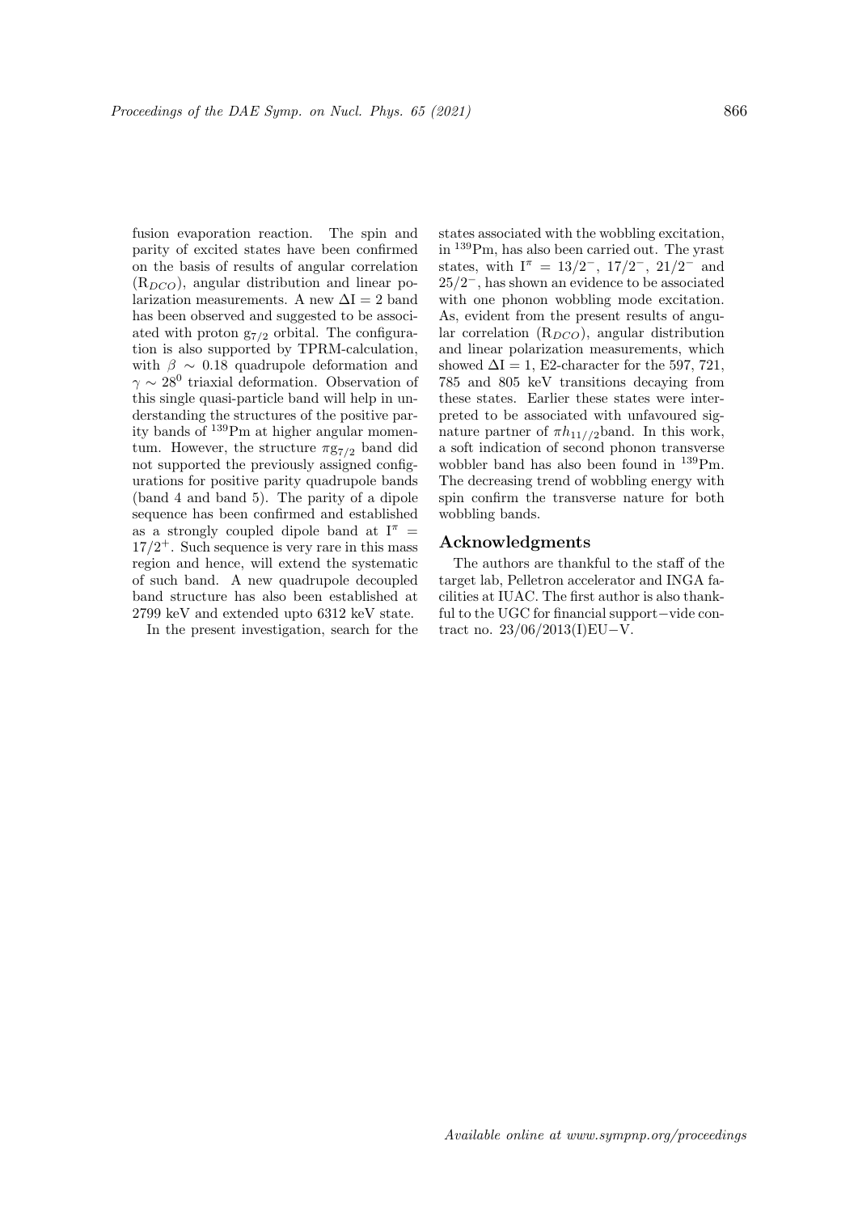fusion evaporation reaction. The spin and parity of excited states have been confirmed on the basis of results of angular correlation ($R_{DCO}$), angular distribution and linear polarization measurements. A new $\Delta I = 2$ band has been observed and suggested to be associated with proton $g_{7/2}$ orbital. The configuration is also supported by TPRM-calculation, with $\beta \sim 0.18$ quadrupole deformation and $\gamma \sim 28^0$ triaxial deformation. Observation of this single quasi-particle band will help in understanding the structures of the positive parity bands of $^{139}$Pm at higher angular momentum. However, the structure $\pi g_{7/2}$ band did not supported the previously assigned configurations for positive parity quadrupole bands (band 4 and band 5). The parity of a dipole sequence has been confirmed and established as a strongly coupled dipole band at $I^\pi = 17/2^+$. Such sequence is very rare in this mass region and hence, will extend the systematic of such band. A new quadrupole decoupled band structure has also been established at 2799 keV and extended upto 6312 keV state.

In the present investigation, search for the states associated with the wobbling excitation, in $^{139}$Pm, has also been carried out. The yrast states, with $I^\pi = 13/2^-$, $17/2^-$, $21/2^-$ and $25/2^-$, has shown an evidence to be associated with one phonon wobbling mode excitation. As, evident from the present results of angular correlation ($R_{DCO}$), angular distribution and linear polarization measurements, which showed $\Delta I = 1$, E2-character for the 597, 721, 785 and 805 keV transitions decaying from these states. Earlier these states were interpreted to be associated with unfavoured signature partner of $\pi h_{11//2}$band. In this work, a soft indication of second phonon transverse wobbler band has also been found in $^{139}$Pm. The decreasing trend of wobbling energy with spin confirm the transverse nature for both wobbling bands.

## Acknowledgments

The authors are thankful to the staff of the target lab, Pelletron accelerator and INGA facilities at IUAC. The first author is also thankful to the UGC for financial support−vide contract no. 23/06/2013(I)EU−V.